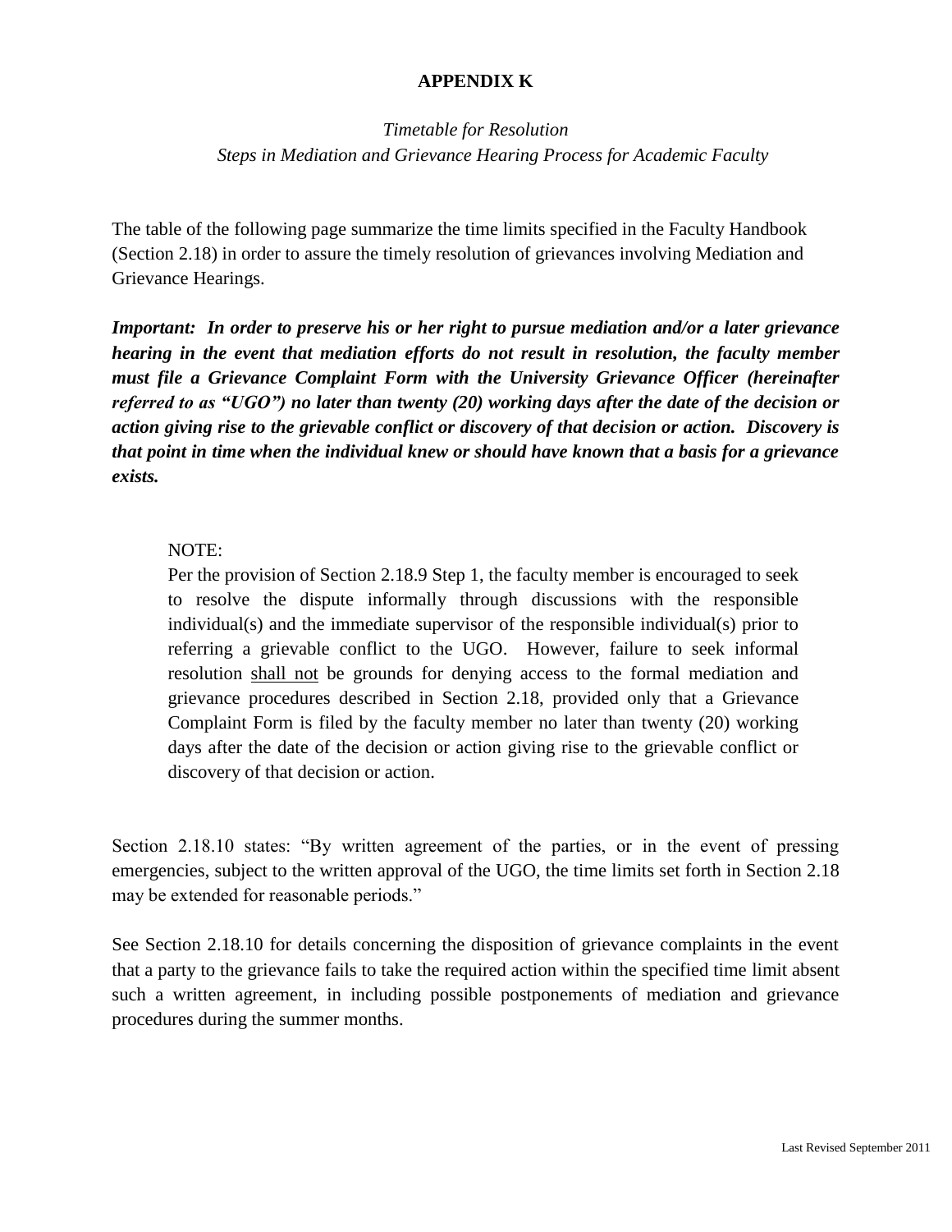# APPENDIX K

*Timetable for Resolution*
*Steps in Mediation and Grievance Hearing Process for Academic Faculty*

The table of the following page summarize the time limits specified in the Faculty Handbook (Section 2.18) in order to assure the timely resolution of grievances involving Mediation and Grievance Hearings.

***Important: In order to preserve his or her right to pursue mediation and/or a later grievance hearing in the event that mediation efforts do not result in resolution, the faculty member must file a Grievance Complaint Form with the University Grievance Officer (hereinafter referred to as "UGO") no later than twenty (20) working days after the date of the decision or action giving rise to the grievable conflict or discovery of that decision or action. Discovery is that point in time when the individual knew or should have known that a basis for a grievance exists.***

> NOTE:
> Per the provision of Section 2.18.9 Step 1, the faculty member is encouraged to seek to resolve the dispute informally through discussions with the responsible individual(s) and the immediate supervisor of the responsible individual(s) prior to referring a grievable conflict to the UGO. However, failure to seek informal resolution <u>shall not</u> be grounds for denying access to the formal mediation and grievance procedures described in Section 2.18, provided only that a Grievance Complaint Form is filed by the faculty member no later than twenty (20) working days after the date of the decision or action giving rise to the grievable conflict or discovery of that decision or action.

Section 2.18.10 states: "By written agreement of the parties, or in the event of pressing emergencies, subject to the written approval of the UGO, the time limits set forth in Section 2.18 may be extended for reasonable periods."

See Section 2.18.10 for details concerning the disposition of grievance complaints in the event that a party to the grievance fails to take the required action within the specified time limit absent such a written agreement, in including possible postponements of mediation and grievance procedures during the summer months.

Last Revised September 2011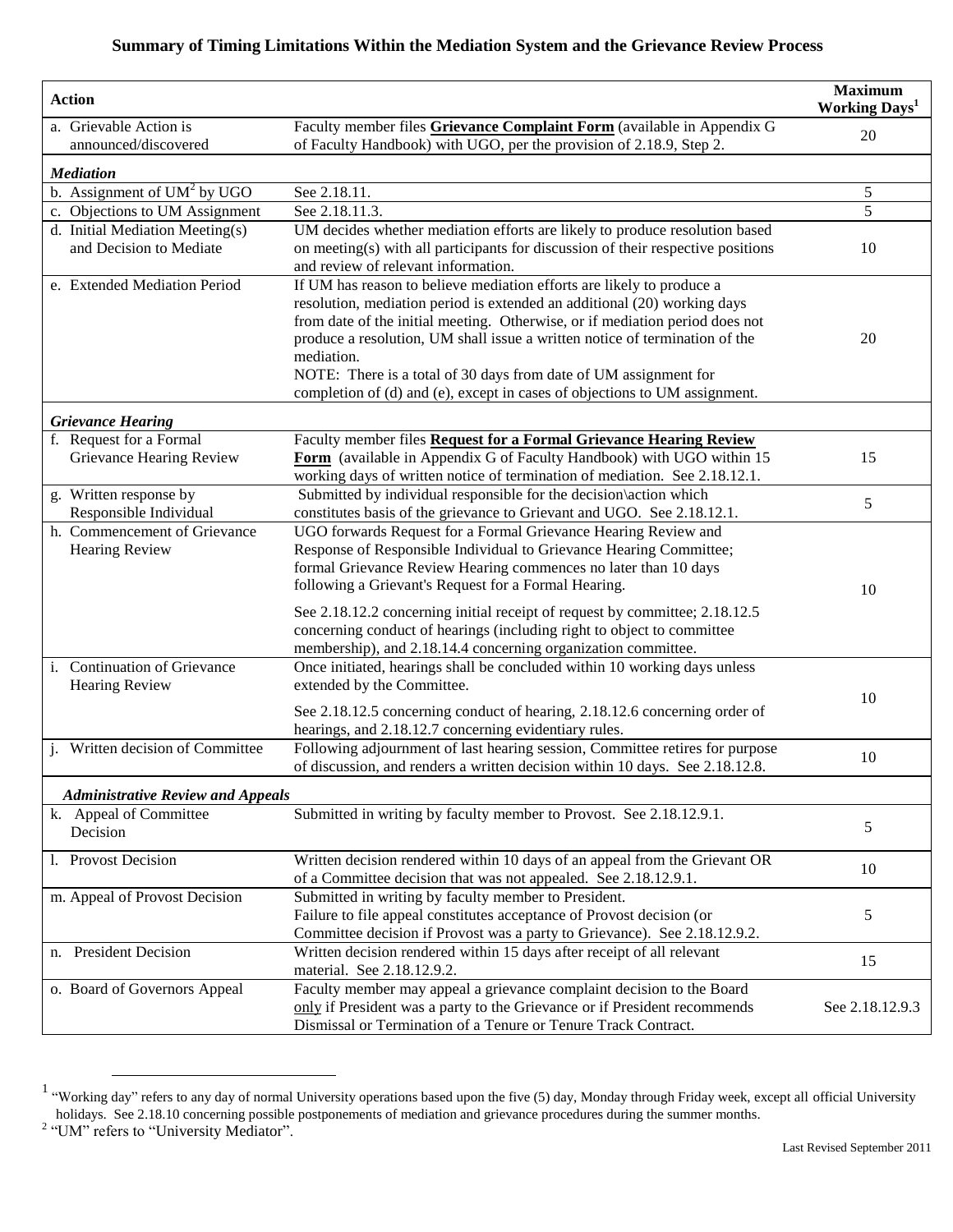# Summary of Timing Limitations Within the Mediation System and the Grievance Review Process

| Action | | Maximum Working Days[1] |
|---|---|---|
| a. Grievable Action is announced/discovered | Faculty member files **Grievance Complaint Form** (available in Appendix G of Faculty Handbook) with UGO, per the provision of 2.18.9, Step 2. | 20 |
| ***Mediation*** | | |
| b. Assignment of UM[2] by UGO | See 2.18.11. | 5 |
| c. Objections to UM Assignment | See 2.18.11.3. | 5 |
| d. Initial Mediation Meeting(s) and Decision to Mediate | UM decides whether mediation efforts are likely to produce resolution based on meeting(s) with all participants for discussion of their respective positions and review of relevant information. | 10 |
| e. Extended Mediation Period | If UM has reason to believe mediation efforts are likely to produce a resolution, mediation period is extended an additional (20) working days from date of the initial meeting. Otherwise, or if mediation period does not produce a resolution, UM shall issue a written notice of termination of the mediation.<br>NOTE: There is a total of 30 days from date of UM assignment for completion of (d) and (e), except in cases of objections to UM assignment. | 20 |
| ***Grievance Hearing*** | | |
| f. Request for a Formal Grievance Hearing Review | Faculty member files **Request for a Formal Grievance Hearing Review Form** (available in Appendix G of Faculty Handbook) with UGO within 15 working days of written notice of termination of mediation. See 2.18.12.1. | 15 |
| g. Written response by Responsible Individual | Submitted by individual responsible for the decision\action which constitutes basis of the grievance to Grievant and UGO. See 2.18.12.1. | 5 |
| h. Commencement of Grievance Hearing Review | UGO forwards Request for a Formal Grievance Hearing Review and Response of Responsible Individual to Grievance Hearing Committee; formal Grievance Review Hearing commences no later than 10 days following a Grievant's Request for a Formal Hearing.<br>See 2.18.12.2 concerning initial receipt of request by committee; 2.18.12.5 concerning conduct of hearings (including right to object to committee membership), and 2.18.14.4 concerning organization committee. | 10 |
| i. Continuation of Grievance Hearing Review | Once initiated, hearings shall be concluded within 10 working days unless extended by the Committee.<br>See 2.18.12.5 concerning conduct of hearing, 2.18.12.6 concerning order of hearings, and 2.18.12.7 concerning evidentiary rules. | 10 |
| j. Written decision of Committee | Following adjournment of last hearing session, Committee retires for purpose of discussion, and renders a written decision within 10 days. See 2.18.12.8. | 10 |
| ***Administrative Review and Appeals*** | | |
| k. Appeal of Committee Decision | Submitted in writing by faculty member to Provost. See 2.18.12.9.1. | 5 |
| l. Provost Decision | Written decision rendered within 10 days of an appeal from the Grievant OR of a Committee decision that was not appealed. See 2.18.12.9.1. | 10 |
| m. Appeal of Provost Decision | Submitted in writing by faculty member to President.<br>Failure to file appeal constitutes acceptance of Provost decision (or Committee decision if Provost was a party to Grievance). See 2.18.12.9.2. | 5 |
| n. President Decision | Written decision rendered within 15 days after receipt of all relevant material. See 2.18.12.9.2. | 15 |
| o. Board of Governors Appeal | Faculty member may appeal a grievance complaint decision to the Board only if President was a party to the Grievance or if President recommends Dismissal or Termination of a Tenure or Tenure Track Contract. | See 2.18.12.9.3 |

[1] "Working day" refers to any day of normal University operations based upon the five (5) day, Monday through Friday week, except all official University holidays. See 2.18.10 concerning possible postponements of mediation and grievance procedures during the summer months.

[2] "UM" refers to "University Mediator".

Last Revised September 2011